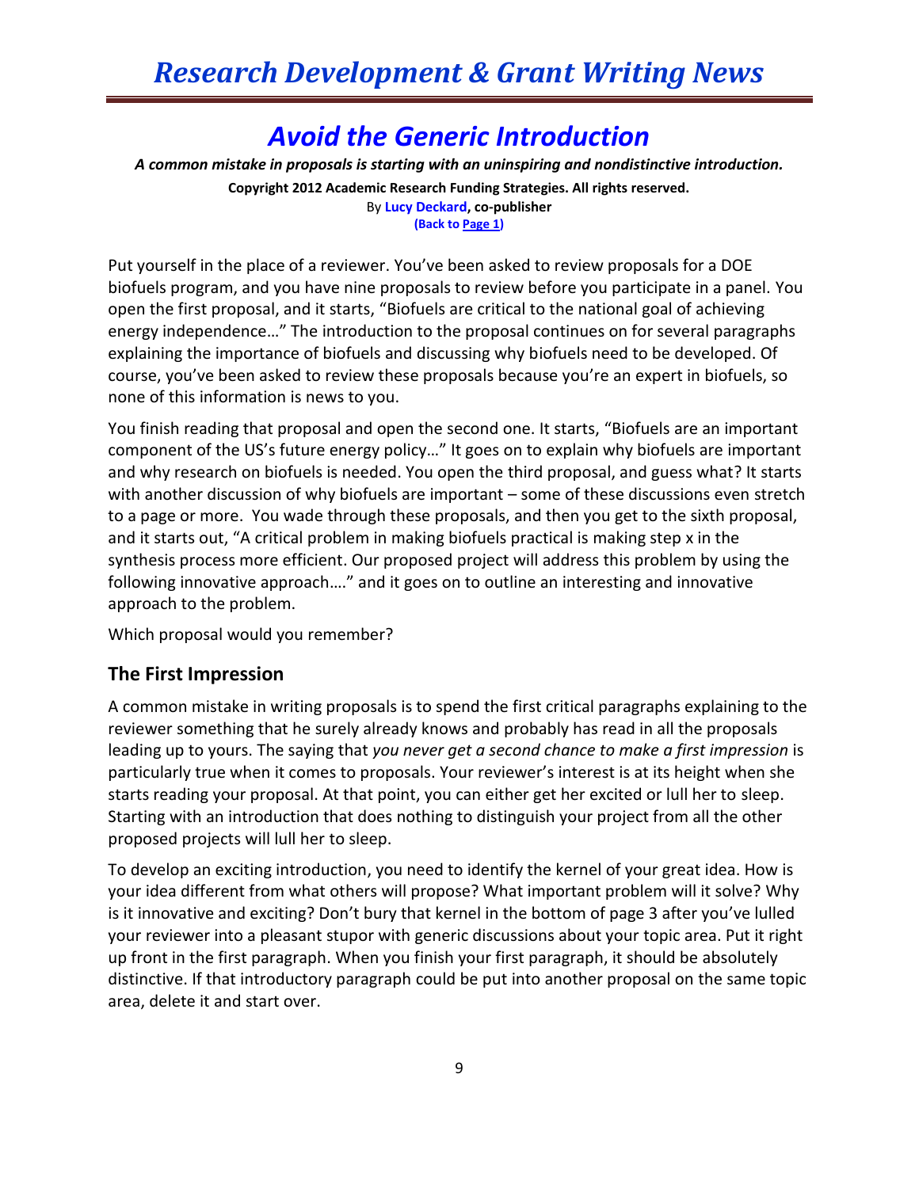# *Avoid the Generic Introduction*

***A common mistake in proposals is starting with an uninspiring and nondistinctive introduction.***

**Copyright 2012 Academic Research Funding Strategies. All rights reserved.**

By **Lucy Deckard, co-publisher**

**(Back to Page 1)**

Put yourself in the place of a reviewer. You've been asked to review proposals for a DOE biofuels program, and you have nine proposals to review before you participate in a panel. You open the first proposal, and it starts, "Biofuels are critical to the national goal of achieving energy independence…" The introduction to the proposal continues on for several paragraphs explaining the importance of biofuels and discussing why biofuels need to be developed. Of course, you've been asked to review these proposals because you're an expert in biofuels, so none of this information is news to you.

You finish reading that proposal and open the second one. It starts, "Biofuels are an important component of the US's future energy policy…" It goes on to explain why biofuels are important and why research on biofuels is needed. You open the third proposal, and guess what? It starts with another discussion of why biofuels are important – some of these discussions even stretch to a page or more. You wade through these proposals, and then you get to the sixth proposal, and it starts out, "A critical problem in making biofuels practical is making step x in the synthesis process more efficient. Our proposed project will address this problem by using the following innovative approach…." and it goes on to outline an interesting and innovative approach to the problem.

Which proposal would you remember?

## The First Impression

A common mistake in writing proposals is to spend the first critical paragraphs explaining to the reviewer something that he surely already knows and probably has read in all the proposals leading up to yours. The saying that *you never get a second chance to make a first impression* is particularly true when it comes to proposals. Your reviewer's interest is at its height when she starts reading your proposal. At that point, you can either get her excited or lull her to sleep. Starting with an introduction that does nothing to distinguish your project from all the other proposed projects will lull her to sleep.

To develop an exciting introduction, you need to identify the kernel of your great idea. How is your idea different from what others will propose? What important problem will it solve? Why is it innovative and exciting? Don't bury that kernel in the bottom of page 3 after you've lulled your reviewer into a pleasant stupor with generic discussions about your topic area. Put it right up front in the first paragraph. When you finish your first paragraph, it should be absolutely distinctive. If that introductory paragraph could be put into another proposal on the same topic area, delete it and start over.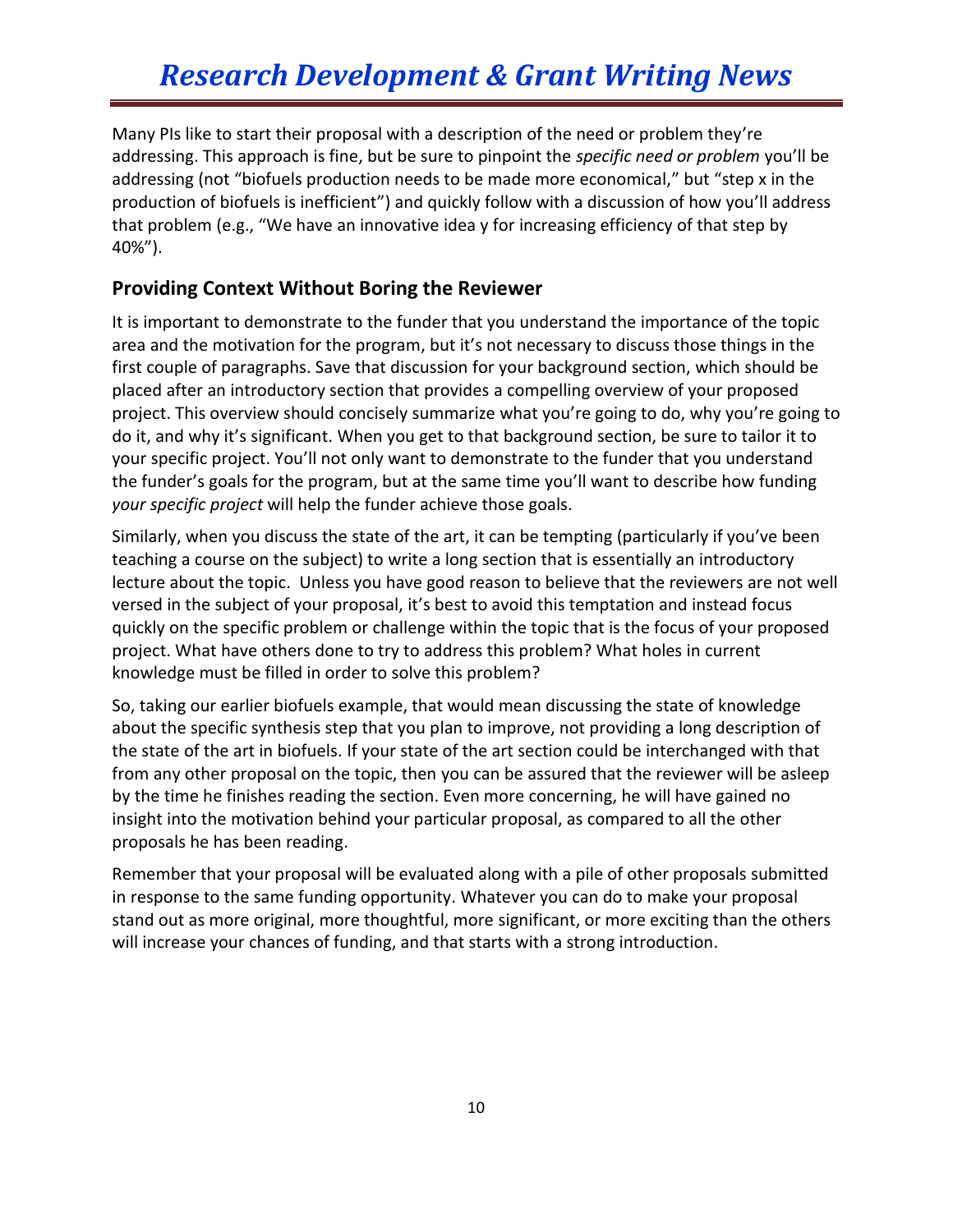Many PIs like to start their proposal with a description of the need or problem they're addressing. This approach is fine, but be sure to pinpoint the *specific need or problem* you'll be addressing (not "biofuels production needs to be made more economical," but "step x in the production of biofuels is inefficient") and quickly follow with a discussion of how you'll address that problem (e.g., "We have an innovative idea y for increasing efficiency of that step by 40%").

## Providing Context Without Boring the Reviewer

It is important to demonstrate to the funder that you understand the importance of the topic area and the motivation for the program, but it's not necessary to discuss those things in the first couple of paragraphs. Save that discussion for your background section, which should be placed after an introductory section that provides a compelling overview of your proposed project. This overview should concisely summarize what you're going to do, why you're going to do it, and why it's significant. When you get to that background section, be sure to tailor it to your specific project. You'll not only want to demonstrate to the funder that you understand the funder's goals for the program, but at the same time you'll want to describe how funding *your specific project* will help the funder achieve those goals.

Similarly, when you discuss the state of the art, it can be tempting (particularly if you've been teaching a course on the subject) to write a long section that is essentially an introductory lecture about the topic. Unless you have good reason to believe that the reviewers are not well versed in the subject of your proposal, it's best to avoid this temptation and instead focus quickly on the specific problem or challenge within the topic that is the focus of your proposed project. What have others done to try to address this problem? What holes in current knowledge must be filled in order to solve this problem?

So, taking our earlier biofuels example, that would mean discussing the state of knowledge about the specific synthesis step that you plan to improve, not providing a long description of the state of the art in biofuels. If your state of the art section could be interchanged with that from any other proposal on the topic, then you can be assured that the reviewer will be asleep by the time he finishes reading the section. Even more concerning, he will have gained no insight into the motivation behind your particular proposal, as compared to all the other proposals he has been reading.

Remember that your proposal will be evaluated along with a pile of other proposals submitted in response to the same funding opportunity. Whatever you can do to make your proposal stand out as more original, more thoughtful, more significant, or more exciting than the others will increase your chances of funding, and that starts with a strong introduction.